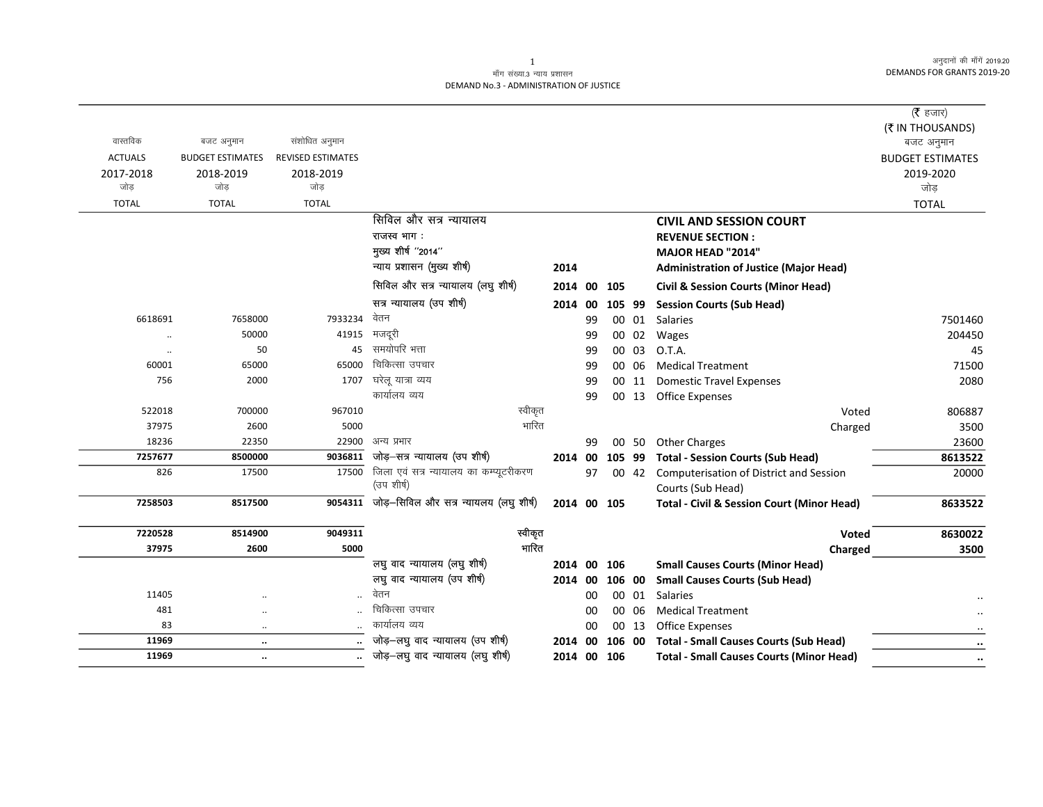मॉंग संख्या.3 न्याय प्रशासन
DEMAND No.3 - ADMINISTRATION OF JUSTICE

अनुदानों की मॉंगें 2019.20
DEMANDS FOR GRANTS 2019-20

(₹ हजार)
(₹ IN THOUSANDS)

| वास्तविक ACTUALS 2017-2018 जोड़ TOTAL | बजट अनुमान BUDGET ESTIMATES 2018-2019 जोड़ TOTAL | संशोधित अनुमान REVISED ESTIMATES 2018-2019 जोड़ TOTAL | | | | | | | बजट अनुमान BUDGET ESTIMATES 2019-2020 जोड़ TOTAL |
|---|---|---|---|---|---|---|---|---|---|
| | | | सिविल और सत्र न्यायालय | | | | | **CIVIL AND SESSION COURT** | |
| | | | राजस्व भाग : | | | | | **REVENUE SECTION :** | |
| | | | मुख्य शीर्ष ''2014'' | | | | | **MAJOR HEAD "2014"** | |
| | | | न्याय प्रशासन (मुख्य शीर्ष) | 2014 | | | | **Administration of Justice (Major Head)** | |
| | | | सिविल और सत्र न्यायालय (लघु शीर्ष) | 2014 | 00 | 105 | | **Civil & Session Courts (Minor Head)** | |
| | | | सत्र न्यायालय (उप शीर्ष) | 2014 | 00 | 105 | 99 | **Session Courts (Sub Head)** | |
| 6618691 | 7658000 | 7933234 | वेतन | | 99 | 00 | 01 | Salaries | 7501460 |
| .. | 50000 | 41915 | मजदूरी | | 99 | 00 | 02 | Wages | 204450 |
| .. | 50 | 45 | समयोपरि भत्ता | | 99 | 00 | 03 | O.T.A. | 45 |
| 60001 | 65000 | 65000 | चिकित्सा उपचार | | 99 | 00 | 06 | Medical Treatment | 71500 |
| 756 | 2000 | 1707 | घरेलू यात्रा व्यय | | 99 | 00 | 11 | Domestic Travel Expenses | 2080 |
| | | | कार्यालय व्यय | | 99 | 00 | 13 | Office Expenses | |
| 522018 | 700000 | 967010 | स्वीकृत | | | | | Voted | 806887 |
| 37975 | 2600 | 5000 | भारित | | | | | Charged | 3500 |
| 18236 | 22350 | 22900 | अन्य प्रभार | | 99 | 00 | 50 | Other Charges | 23600 |
| **7257677** | **8500000** | **9036811** | जोड़–सत्र न्यायालय (उप शीर्ष) | 2014 | 00 | 105 | 99 | **Total - Session Courts (Sub Head)** | **8613522** |
| 826 | 17500 | 17500 | जिला एवं सत्र न्यायालय का कम्प्यूटरीकरण (उप शीर्ष) | | 97 | 00 | 42 | Computerisation of District and Session Courts (Sub Head) | 20000 |
| **7258503** | **8517500** | **9054311** | जोड़–सिविल और सत्र न्यायलय (लघु शीर्ष) | 2014 | 00 | 105 | | **Total - Civil & Session Court (Minor Head)** | **8633522** |
| **7220528** | **8514900** | **9049311** | स्वीकृत | | | | | **Voted** | **8630022** |
| **37975** | **2600** | **5000** | भारित | | | | | **Charged** | **3500** |
| | | | लघु वाद न्यायालय (लघु शीर्ष) | 2014 | 00 | 106 | | **Small Causes Courts (Minor Head)** | |
| | | | लघु वाद न्यायालय (उप शीर्ष) | 2014 | 00 | 106 | 00 | **Small Causes Courts (Sub Head)** | |
| 11405 | .. | .. | वेतन | | 00 | 00 | 01 | Salaries | .. |
| 481 | .. | .. | चिकित्सा उपचार | | 00 | 00 | 06 | Medical Treatment | .. |
| 83 | .. | .. | कार्यालय व्यय | | 00 | 00 | 13 | Office Expenses | .. |
| **11969** | **..** | **..** | जोड़–लघु वाद न्यायालय (उप शीर्ष) | 2014 | 00 | 106 | 00 | **Total - Small Causes Courts (Sub Head)** | **..** |
| **11969** | **..** | **..** | जोड़–लघु वाद न्यायालय (लघु शीर्ष) | 2014 | 00 | 106 | | **Total - Small Causes Courts (Minor Head)** | **..** |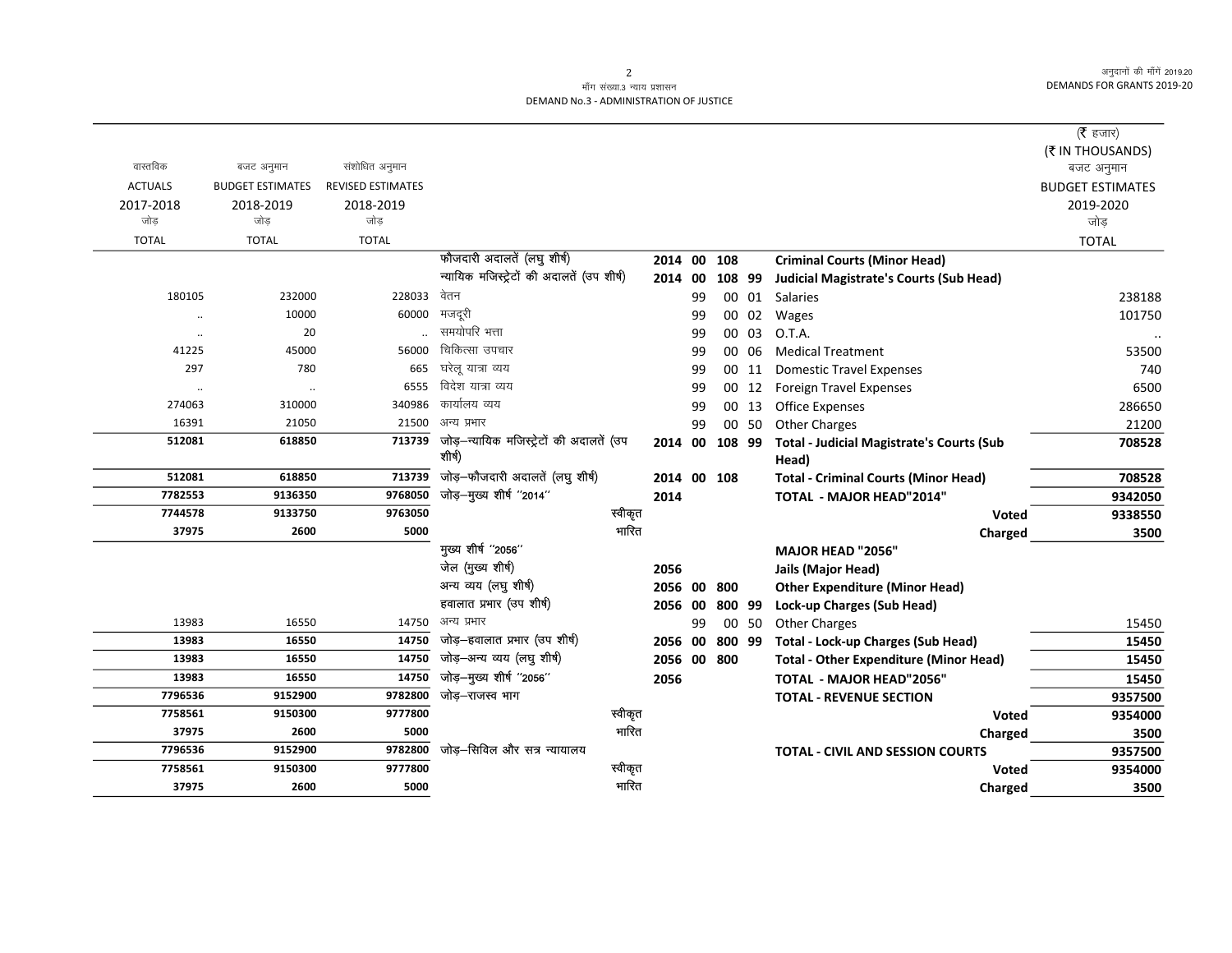मॉंग संख्या.3 न्याय प्रशासन
DEMAND No.3 - ADMINISTRATION OF JUSTICE

(₹ हजार)
(₹ IN THOUSANDS)

| वास्तविक ACTUALS 2017-2018 जोड़ TOTAL | बजट अनुमान BUDGET ESTIMATES 2018-2019 जोड़ TOTAL | संशोधित अनुमान REVISED ESTIMATES 2018-2019 जोड़ TOTAL | | | | | | | बजट अनुमान BUDGET ESTIMATES 2019-2020 जोड़ TOTAL |
|---|---|---|---|---|---|---|---|---|---|
| | | | फौजदारी अदालतें (लघु शीर्ष) | 2014 | 00 | 108 | | Criminal Courts (Minor Head) | |
| | | | न्यायिक मजिस्ट्रेटों की अदालतें (उप शीर्ष) | 2014 | 00 | 108 | 99 | Judicial Magistrate's Courts (Sub Head) | |
| 180105 | 232000 | 228033 | वेतन | | 99 | 00 | 01 | Salaries | 238188 |
| .. | 10000 | 60000 | मजदूरी | | 99 | 00 | 02 | Wages | 101750 |
| .. | 20 | .. | समयोपरि भत्ता | | 99 | 00 | 03 | O.T.A. | .. |
| 41225 | 45000 | 56000 | चिकित्सा उपचार | | 99 | 00 | 06 | Medical Treatment | 53500 |
| 297 | 780 | 665 | घरेलू यात्रा व्यय | | 99 | 00 | 11 | Domestic Travel Expenses | 740 |
| .. | .. | 6555 | विदेश यात्रा व्यय | | 99 | 00 | 12 | Foreign Travel Expenses | 6500 |
| 274063 | 310000 | 340986 | कार्यालय व्यय | | 99 | 00 | 13 | Office Expenses | 286650 |
| 16391 | 21050 | 21500 | अन्य प्रभार | | 99 | 00 | 50 | Other Charges | 21200 |
| **512081** | **618850** | **713739** | जोड़–न्यायिक मजिस्ट्रेटों की अदालतें (उप शीर्ष) | 2014 | 00 | 108 | 99 | **Total - Judicial Magistrate's Courts (Sub Head)** | **708528** |
| **512081** | **618850** | **713739** | जोड़–फौजदारी अदालतें (लघु शीर्ष) | 2014 | 00 | 108 | | **Total - Criminal Courts (Minor Head)** | **708528** |
| **7782553** | **9136350** | **9768050** | जोड़–मुख्य शीर्ष ''2014'' | 2014 | | | | **TOTAL - MAJOR HEAD"2014"** | **9342050** |
| **7744578** | **9133750** | **9763050** | स्वीकृत | | | | | **Voted** | **9338550** |
| **37975** | **2600** | **5000** | भारित | | | | | **Charged** | **3500** |
| | | | मुख्य शीर्ष ''2056'' | | | | | **MAJOR HEAD "2056"** | |
| | | | जेल (मुख्य शीर्ष) | 2056 | | | | **Jails (Major Head)** | |
| | | | अन्य व्यय (लघु शीर्ष) | 2056 | 00 | 800 | | **Other Expenditure (Minor Head)** | |
| | | | हवालात प्रभार (उप शीर्ष) | 2056 | 00 | 800 | 99 | **Lock-up Charges (Sub Head)** | |
| 13983 | 16550 | 14750 | अन्य प्रभार | | 99 | 00 | 50 | Other Charges | 15450 |
| **13983** | **16550** | **14750** | जोड़–हवालात प्रभार (उप शीर्ष) | 2056 | 00 | 800 | 99 | **Total - Lock-up Charges (Sub Head)** | **15450** |
| **13983** | **16550** | **14750** | जोड़–अन्य व्यय (लघु शीर्ष) | 2056 | 00 | 800 | | **Total - Other Expenditure (Minor Head)** | **15450** |
| **13983** | **16550** | **14750** | जोड़–मुख्य शीर्ष ''2056'' | 2056 | | | | **TOTAL - MAJOR HEAD"2056"** | **15450** |
| **7796536** | **9152900** | **9782800** | जोड़–राजस्व भाग | | | | | **TOTAL - REVENUE SECTION** | **9357500** |
| **7758561** | **9150300** | **9777800** | स्वीकृत | | | | | **Voted** | **9354000** |
| **37975** | **2600** | **5000** | भारित | | | | | **Charged** | **3500** |
| **7796536** | **9152900** | **9782800** | जोड़–सिविल और सत्र न्यायालय | | | | | **TOTAL - CIVIL AND SESSION COURTS** | **9357500** |
| **7758561** | **9150300** | **9777800** | स्वीकृत | | | | | **Voted** | **9354000** |
| **37975** | **2600** | **5000** | भारित | | | | | **Charged** | **3500** |